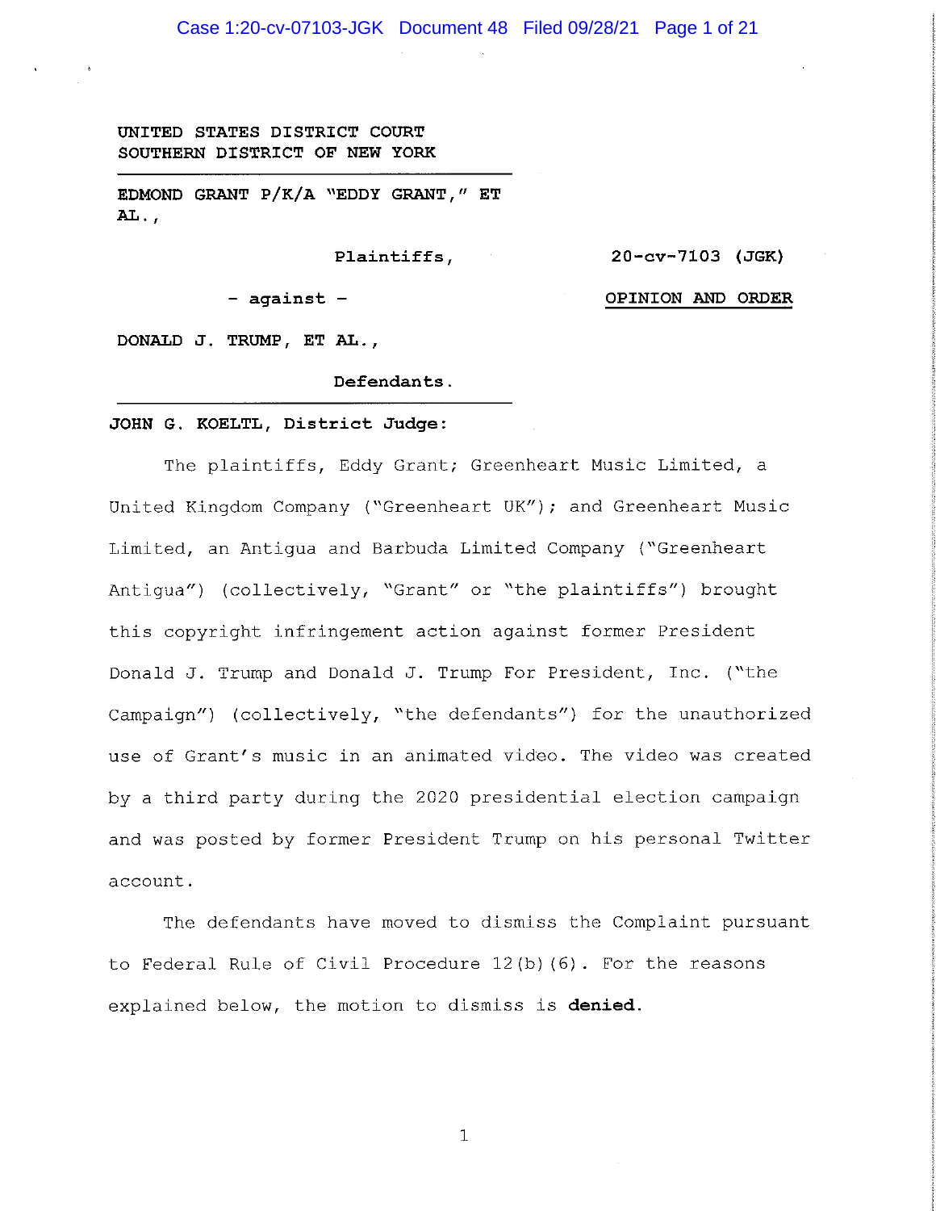UNITED STATES DISTRICT COURT
SOUTHERN DISTRICT OF NEW YORK

EDMOND GRANT P/K/A "EDDY GRANT," ET AL.,

Plaintiffs,

- against -

DONALD J. TRUMP, ET AL.,

Defendants.

20-cv-7103 (JGK)

**OPINION AND ORDER**

**JOHN G. KOELTL, District Judge:**

The plaintiffs, Eddy Grant; Greenheart Music Limited, a United Kingdom Company ("Greenheart UK"); and Greenheart Music Limited, an Antigua and Barbuda Limited Company ("Greenheart Antigua") (collectively, "Grant" or "the plaintiffs") brought this copyright infringement action against former President Donald J. Trump and Donald J. Trump For President, Inc. ("the Campaign") (collectively, "the defendants") for the unauthorized use of Grant's music in an animated video. The video was created by a third party during the 2020 presidential election campaign and was posted by former President Trump on his personal Twitter account.

The defendants have moved to dismiss the Complaint pursuant to Federal Rule of Civil Procedure 12(b)(6). For the reasons explained below, the motion to dismiss is **denied**.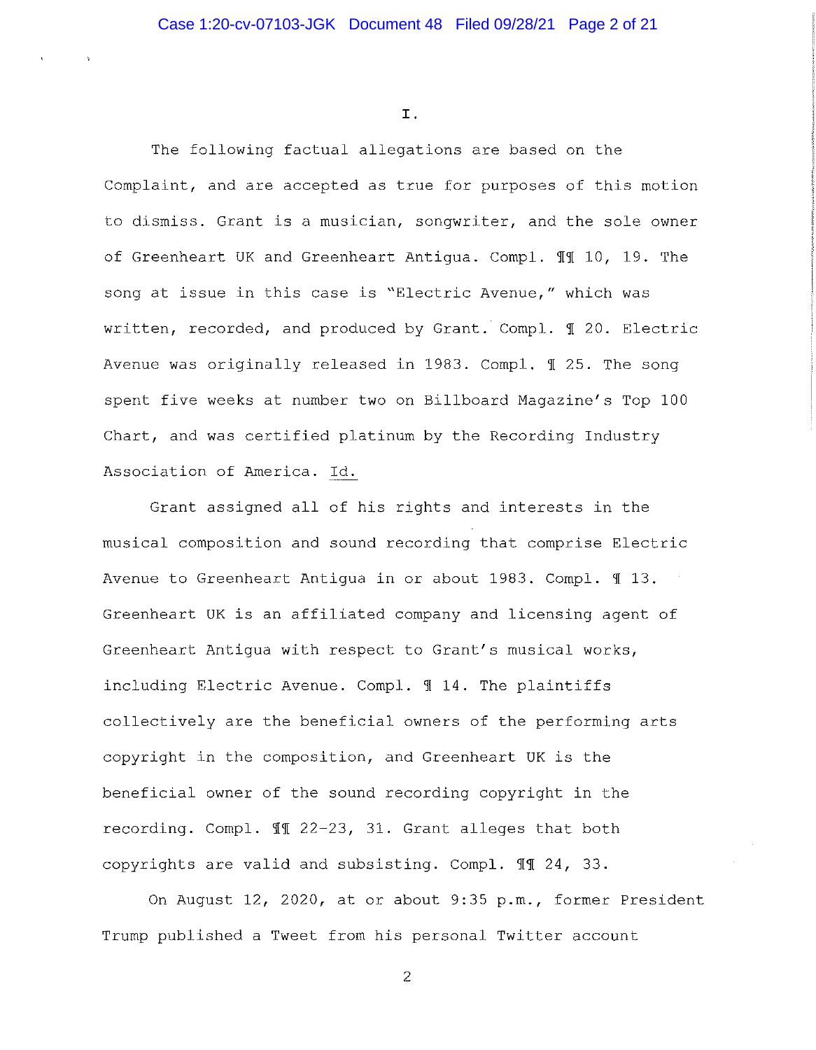I.

The following factual allegations are based on the Complaint, and are accepted as true for purposes of this motion to dismiss. Grant is a musician, songwriter, and the sole owner of Greenheart UK and Greenheart Antigua. Compl. ¶¶ 10, 19. The song at issue in this case is "Electric Avenue," which was written, recorded, and produced by Grant. Compl. ¶ 20. Electric Avenue was originally released in 1983. Compl. ¶ 25. The song spent five weeks at number two on Billboard Magazine's Top 100 Chart, and was certified platinum by the Recording Industry Association of America. Id.

Grant assigned all of his rights and interests in the musical composition and sound recording that comprise Electric Avenue to Greenheart Antigua in or about 1983. Compl. ¶ 13. Greenheart UK is an affiliated company and licensing agent of Greenheart Antigua with respect to Grant's musical works, including Electric Avenue. Compl. ¶ 14. The plaintiffs collectively are the beneficial owners of the performing arts copyright in the composition, and Greenheart UK is the beneficial owner of the sound recording copyright in the recording. Compl. ¶¶ 22-23, 31. Grant alleges that both copyrights are valid and subsisting. Compl. ¶¶ 24, 33.

On August 12, 2020, at or about 9:35 p.m., former President Trump published a Tweet from his personal Twitter account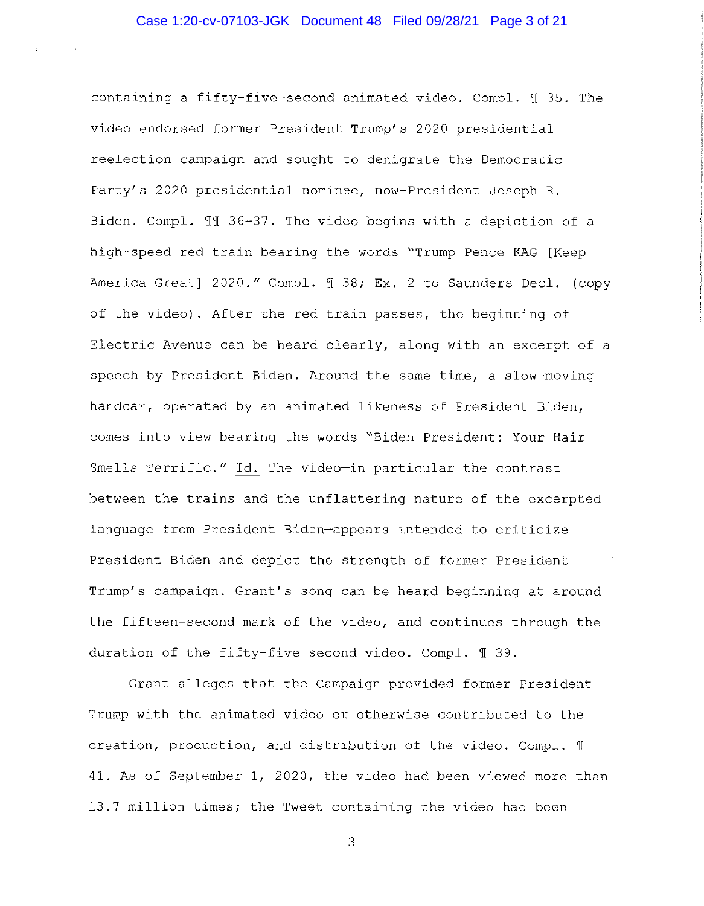containing a fifty-five-second animated video. Compl. ¶ 35. The video endorsed former President Trump's 2020 presidential reelection campaign and sought to denigrate the Democratic Party's 2020 presidential nominee, now-President Joseph R. Biden. Compl. ¶¶ 36-37. The video begins with a depiction of a high-speed red train bearing the words "Trump Pence KAG [Keep America Great] 2020." Compl. ¶ 38; Ex. 2 to Saunders Decl. (copy of the video). After the red train passes, the beginning of Electric Avenue can be heard clearly, along with an excerpt of a speech by President Biden. Around the same time, a slow-moving handcar, operated by an animated likeness of President Biden, comes into view bearing the words "Biden President: Your Hair Smells Terrific." Id. The video—in particular the contrast between the trains and the unflattering nature of the excerpted language from President Biden—appears intended to criticize President Biden and depict the strength of former President Trump's campaign. Grant's song can be heard beginning at around the fifteen-second mark of the video, and continues through the duration of the fifty-five second video. Compl. ¶ 39.

Grant alleges that the Campaign provided former President Trump with the animated video or otherwise contributed to the creation, production, and distribution of the video. Compl. ¶ 41. As of September 1, 2020, the video had been viewed more than 13.7 million times; the Tweet containing the video had been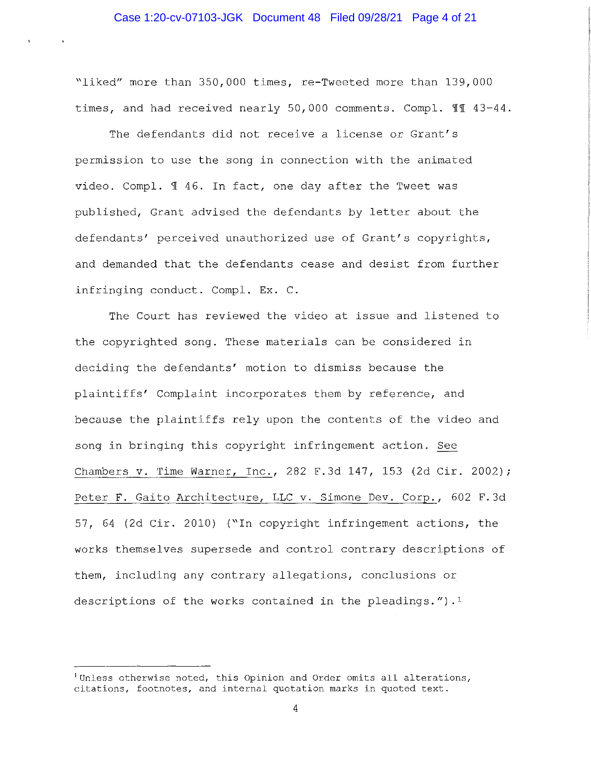"liked" more than 350,000 times, re-Tweeted more than 139,000 times, and had received nearly 50,000 comments. Compl. ¶¶ 43-44.

The defendants did not receive a license or Grant's permission to use the song in connection with the animated video. Compl. ¶ 46. In fact, one day after the Tweet was published, Grant advised the defendants by letter about the defendants' perceived unauthorized use of Grant's copyrights, and demanded that the defendants cease and desist from further infringing conduct. Compl. Ex. C.

The Court has reviewed the video at issue and listened to the copyrighted song. These materials can be considered in deciding the defendants' motion to dismiss because the plaintiffs' Complaint incorporates them by reference, and because the plaintiffs rely upon the contents of the video and song in bringing this copyright infringement action. See Chambers v. Time Warner, Inc., 282 F.3d 147, 153 (2d Cir. 2002); Peter F. Gaito Architecture, LLC v. Simone Dev. Corp., 602 F.3d 57, 64 (2d Cir. 2010) ("In copyright infringement actions, the works themselves supersede and control contrary descriptions of them, including any contrary allegations, conclusions or descriptions of the works contained in the pleadings.").[1]

---

[1] Unless otherwise noted, this Opinion and Order omits all alterations, citations, footnotes, and internal quotation marks in quoted text.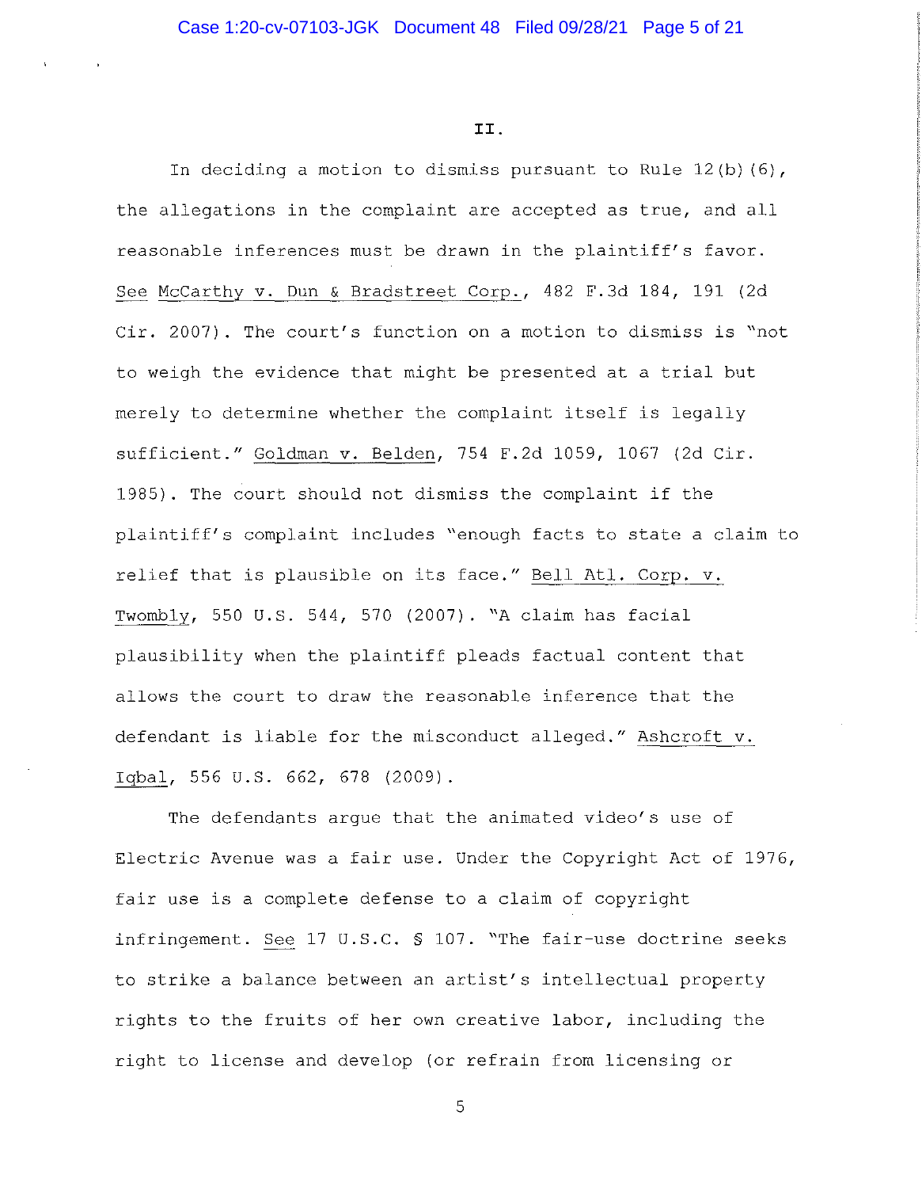## II.

In deciding a motion to dismiss pursuant to Rule 12(b)(6), the allegations in the complaint are accepted as true, and all reasonable inferences must be drawn in the plaintiff's favor. See McCarthy v. Dun & Bradstreet Corp., 482 F.3d 184, 191 (2d Cir. 2007). The court's function on a motion to dismiss is "not to weigh the evidence that might be presented at a trial but merely to determine whether the complaint itself is legally sufficient." Goldman v. Belden, 754 F.2d 1059, 1067 (2d Cir. 1985). The court should not dismiss the complaint if the plaintiff's complaint includes "enough facts to state a claim to relief that is plausible on its face." Bell Atl. Corp. v. Twombly, 550 U.S. 544, 570 (2007). "A claim has facial plausibility when the plaintiff pleads factual content that allows the court to draw the reasonable inference that the defendant is liable for the misconduct alleged." Ashcroft v. Iqbal, 556 U.S. 662, 678 (2009).

The defendants argue that the animated video's use of Electric Avenue was a fair use. Under the Copyright Act of 1976, fair use is a complete defense to a claim of copyright infringement. See 17 U.S.C. § 107. "The fair-use doctrine seeks to strike a balance between an artist's intellectual property rights to the fruits of her own creative labor, including the right to license and develop (or refrain from licensing or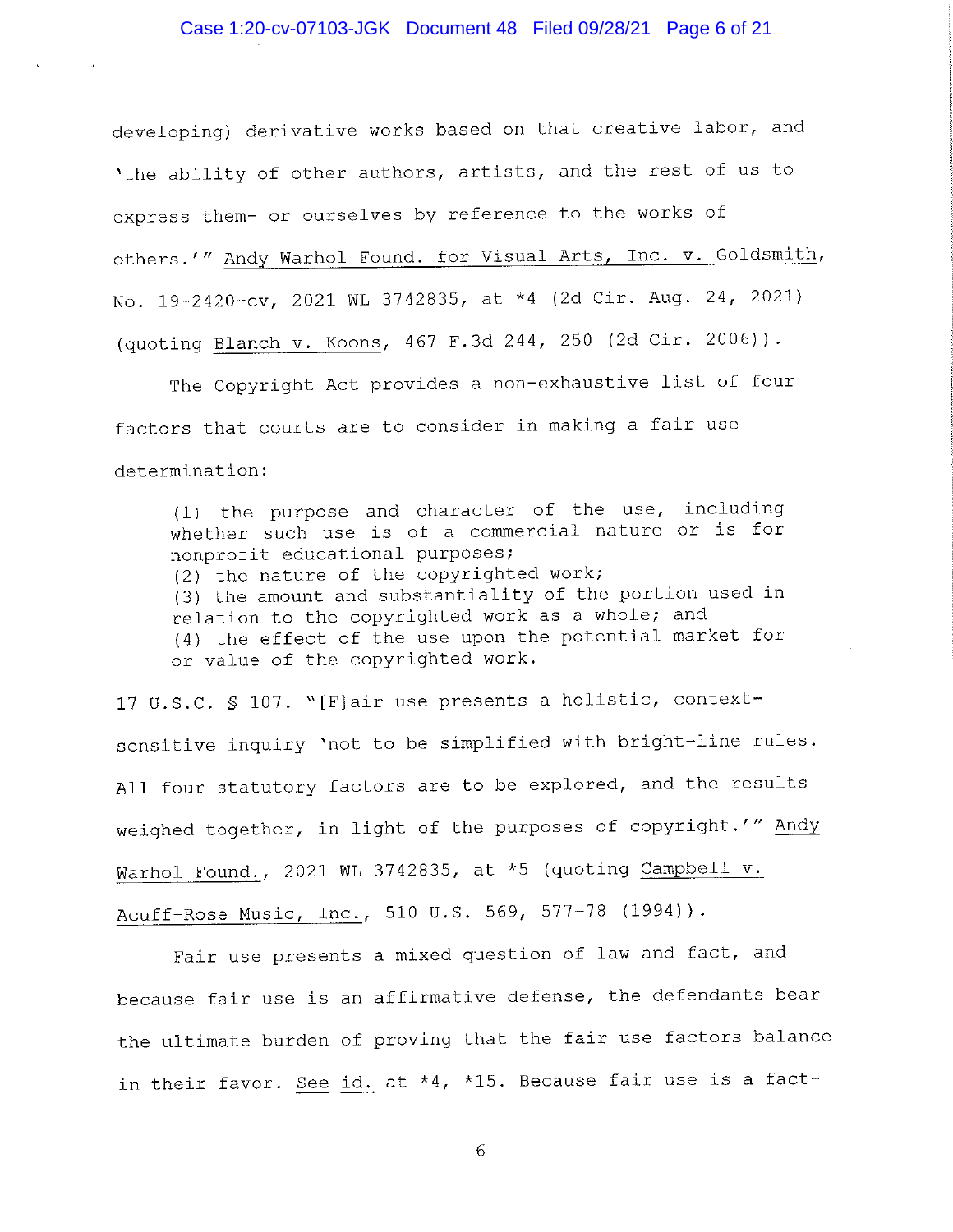developing) derivative works based on that creative labor, and 'the ability of other authors, artists, and the rest of us to express them- or ourselves by reference to the works of others.'" Andy Warhol Found. for Visual Arts, Inc. v. Goldsmith, No. 19-2420-cv, 2021 WL 3742835, at *4 (2d Cir. Aug. 24, 2021) (quoting Blanch v. Koons, 467 F.3d 244, 250 (2d Cir. 2006)).

The Copyright Act provides a non-exhaustive list of four factors that courts are to consider in making a fair use determination:

> (1) the purpose and character of the use, including whether such use is of a commercial nature or is for nonprofit educational purposes;
> (2) the nature of the copyrighted work;
> (3) the amount and substantiality of the portion used in relation to the copyrighted work as a whole; and
> (4) the effect of the use upon the potential market for or value of the copyrighted work.

17 U.S.C. § 107. "[F]air use presents a holistic, context-sensitive inquiry 'not to be simplified with bright-line rules. All four statutory factors are to be explored, and the results weighed together, in light of the purposes of copyright.'" Andy Warhol Found., 2021 WL 3742835, at *5 (quoting Campbell v. Acuff-Rose Music, Inc., 510 U.S. 569, 577-78 (1994)).

Fair use presents a mixed question of law and fact, and because fair use is an affirmative defense, the defendants bear the ultimate burden of proving that the fair use factors balance in their favor. See id. at *4, *15. Because fair use is a fact-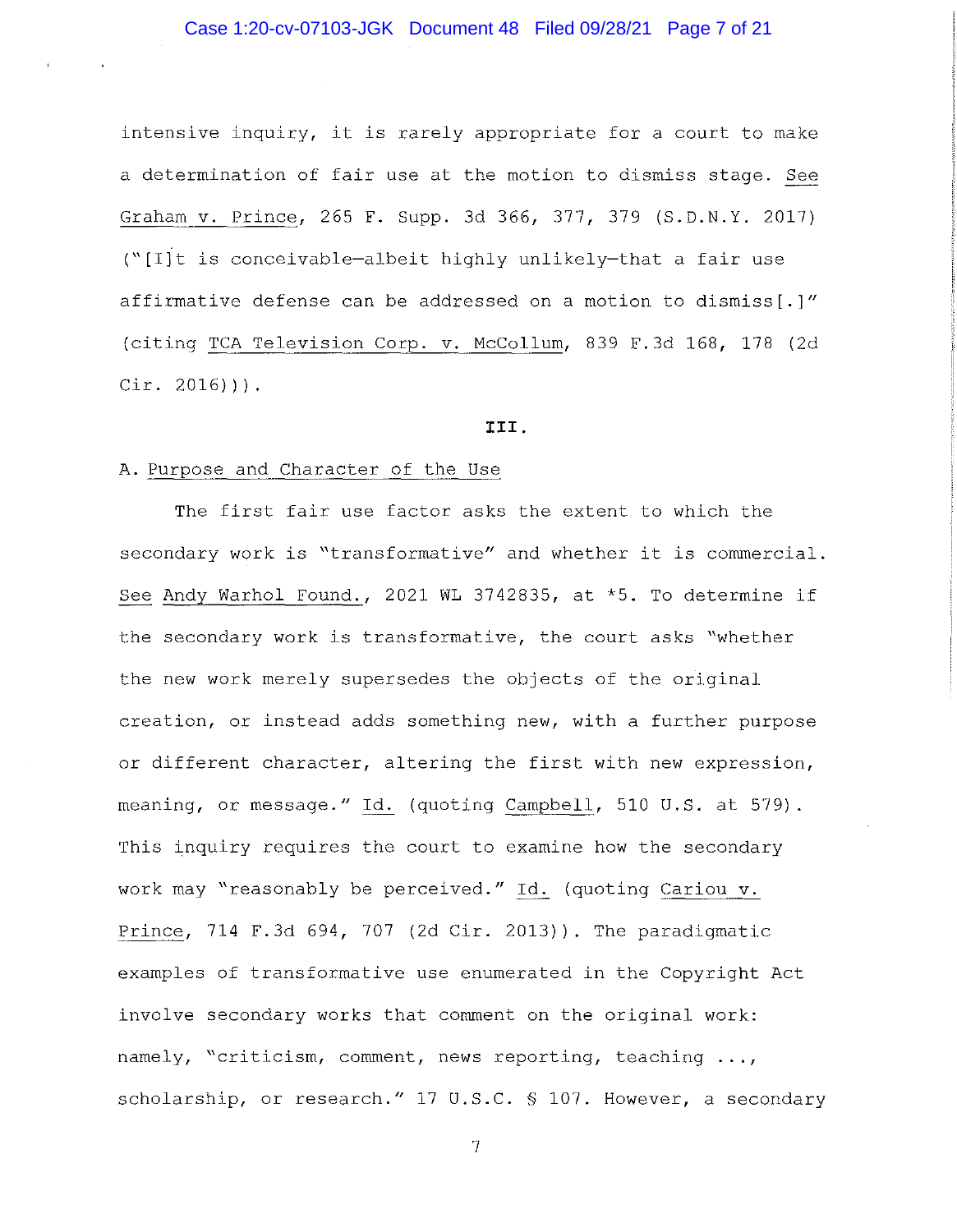intensive inquiry, it is rarely appropriate for a court to make a determination of fair use at the motion to dismiss stage. See Graham v. Prince, 265 F. Supp. 3d 366, 377, 379 (S.D.N.Y. 2017) ("[I]t is conceivable—albeit highly unlikely—that a fair use affirmative defense can be addressed on a motion to dismiss[.]" (citing TCA Television Corp. v. McCollum, 839 F.3d 168, 178 (2d Cir. 2016))).

## III.

### A. Purpose and Character of the Use

The first fair use factor asks the extent to which the secondary work is "transformative" and whether it is commercial. See Andy Warhol Found., 2021 WL 3742835, at *5. To determine if the secondary work is transformative, the court asks "whether the new work merely supersedes the objects of the original creation, or instead adds something new, with a further purpose or different character, altering the first with new expression, meaning, or message." Id. (quoting Campbell, 510 U.S. at 579). This inquiry requires the court to examine how the secondary work may "reasonably be perceived." Id. (quoting Cariou v. Prince, 714 F.3d 694, 707 (2d Cir. 2013)). The paradigmatic examples of transformative use enumerated in the Copyright Act involve secondary works that comment on the original work: namely, "criticism, comment, news reporting, teaching ..., scholarship, or research." 17 U.S.C. § 107. However, a secondary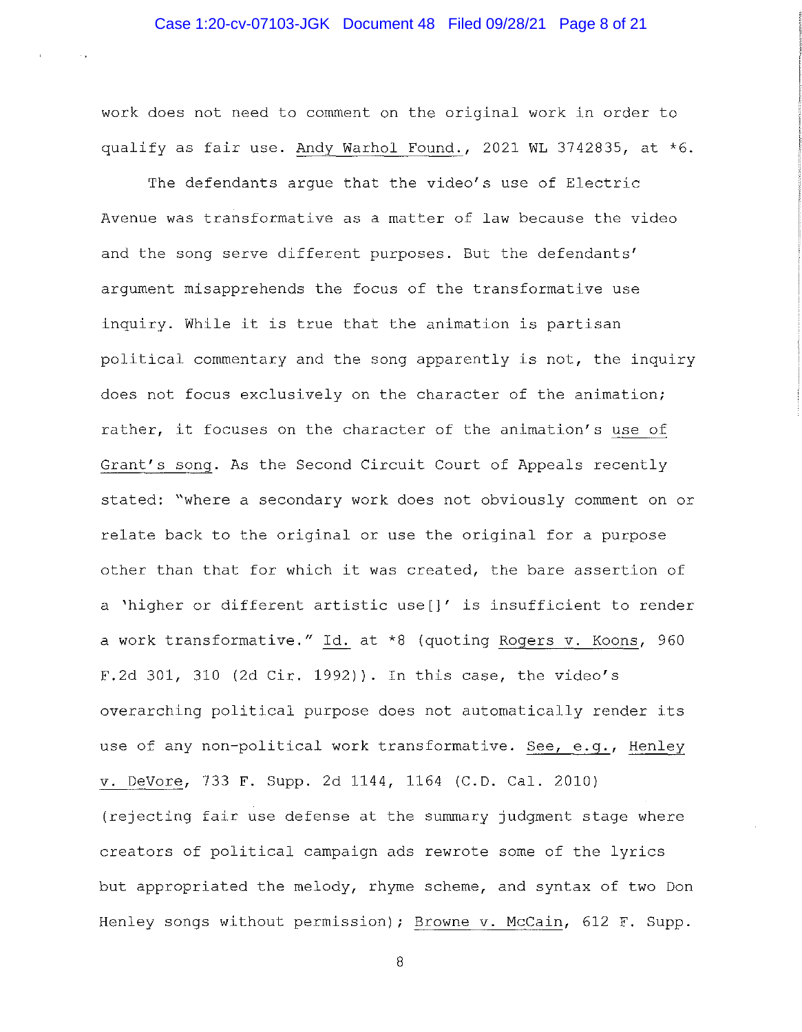work does not need to comment on the original work in order to qualify as fair use. Andy Warhol Found., 2021 WL 3742835, at *6.

The defendants argue that the video's use of Electric Avenue was transformative as a matter of law because the video and the song serve different purposes. But the defendants' argument misapprehends the focus of the transformative use inquiry. While it is true that the animation is partisan political commentary and the song apparently is not, the inquiry does not focus exclusively on the character of the animation; rather, it focuses on the character of the animation's use of Grant's song. As the Second Circuit Court of Appeals recently stated: "where a secondary work does not obviously comment on or relate back to the original or use the original for a purpose other than that for which it was created, the bare assertion of a 'higher or different artistic use[]' is insufficient to render a work transformative." Id. at *8 (quoting Rogers v. Koons, 960 F.2d 301, 310 (2d Cir. 1992)). In this case, the video's overarching political purpose does not automatically render its use of any non-political work transformative. See, e.g., Henley v. DeVore, 733 F. Supp. 2d 1144, 1164 (C.D. Cal. 2010) (rejecting fair use defense at the summary judgment stage where creators of political campaign ads rewrote some of the lyrics but appropriated the melody, rhyme scheme, and syntax of two Don Henley songs without permission); Browne v. McCain, 612 F. Supp.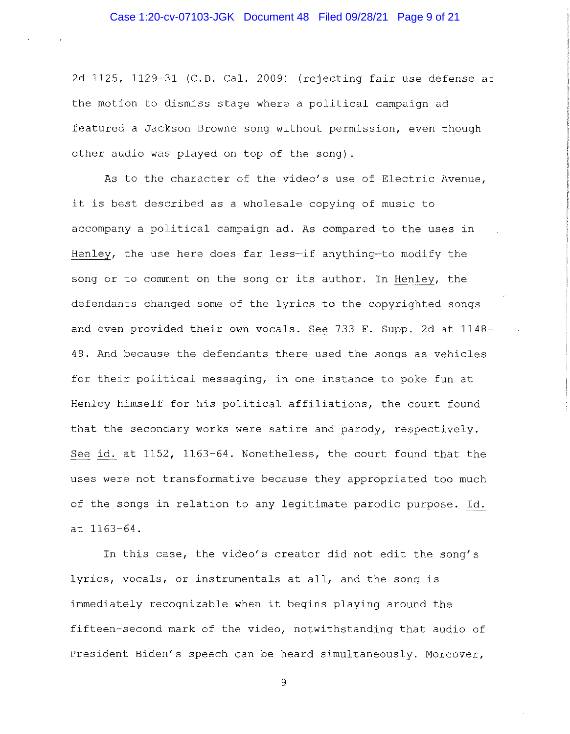2d 1125, 1129–31 (C.D. Cal. 2009) (rejecting fair use defense at the motion to dismiss stage where a political campaign ad featured a Jackson Browne song without permission, even though other audio was played on top of the song).

As to the character of the video's use of Electric Avenue, it is best described as a wholesale copying of music to accompany a political campaign ad. As compared to the uses in Henley, the use here does far less—if anything—to modify the song or to comment on the song or its author. In Henley, the defendants changed some of the lyrics to the copyrighted songs and even provided their own vocals. See 733 F. Supp. 2d at 1148–49. And because the defendants there used the songs as vehicles for their political messaging, in one instance to poke fun at Henley himself for his political affiliations, the court found that the secondary works were satire and parody, respectively. See id. at 1152, 1163–64. Nonetheless, the court found that the uses were not transformative because they appropriated too much of the songs in relation to any legitimate parodic purpose. Id. at 1163–64.

In this case, the video's creator did not edit the song's lyrics, vocals, or instrumentals at all, and the song is immediately recognizable when it begins playing around the fifteen-second mark of the video, notwithstanding that audio of President Biden's speech can be heard simultaneously. Moreover,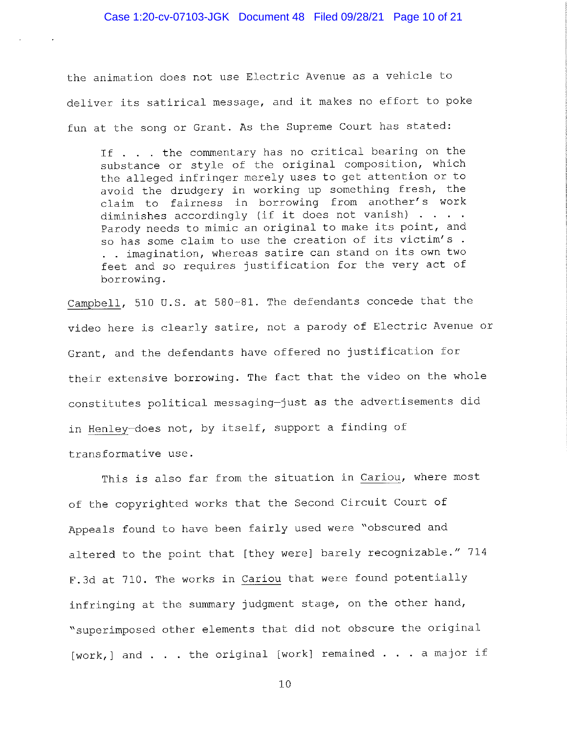the animation does not use Electric Avenue as a vehicle to deliver its satirical message, and it makes no effort to poke fun at the song or Grant. As the Supreme Court has stated:

> If . . . the commentary has no critical bearing on the substance or style of the original composition, which the alleged infringer merely uses to get attention or to avoid the drudgery in working up something fresh, the claim to fairness in borrowing from another's work diminishes accordingly (if it does not vanish) . . . . Parody needs to mimic an original to make its point, and so has some claim to use the creation of its victim's . . . imagination, whereas satire can stand on its own two feet and so requires justification for the very act of borrowing.

Campbell, 510 U.S. at 580-81. The defendants concede that the video here is clearly satire, not a parody of Electric Avenue or Grant, and the defendants have offered no justification for their extensive borrowing. The fact that the video on the whole constitutes political messaging—just as the advertisements did in Henley—does not, by itself, support a finding of transformative use.

This is also far from the situation in Cariou, where most of the copyrighted works that the Second Circuit Court of Appeals found to have been fairly used were "obscured and altered to the point that [they were] barely recognizable." 714 F.3d at 710. The works in Cariou that were found potentially infringing at the summary judgment stage, on the other hand, "superimposed other elements that did not obscure the original [work,] and . . . the original [work] remained . . . a major if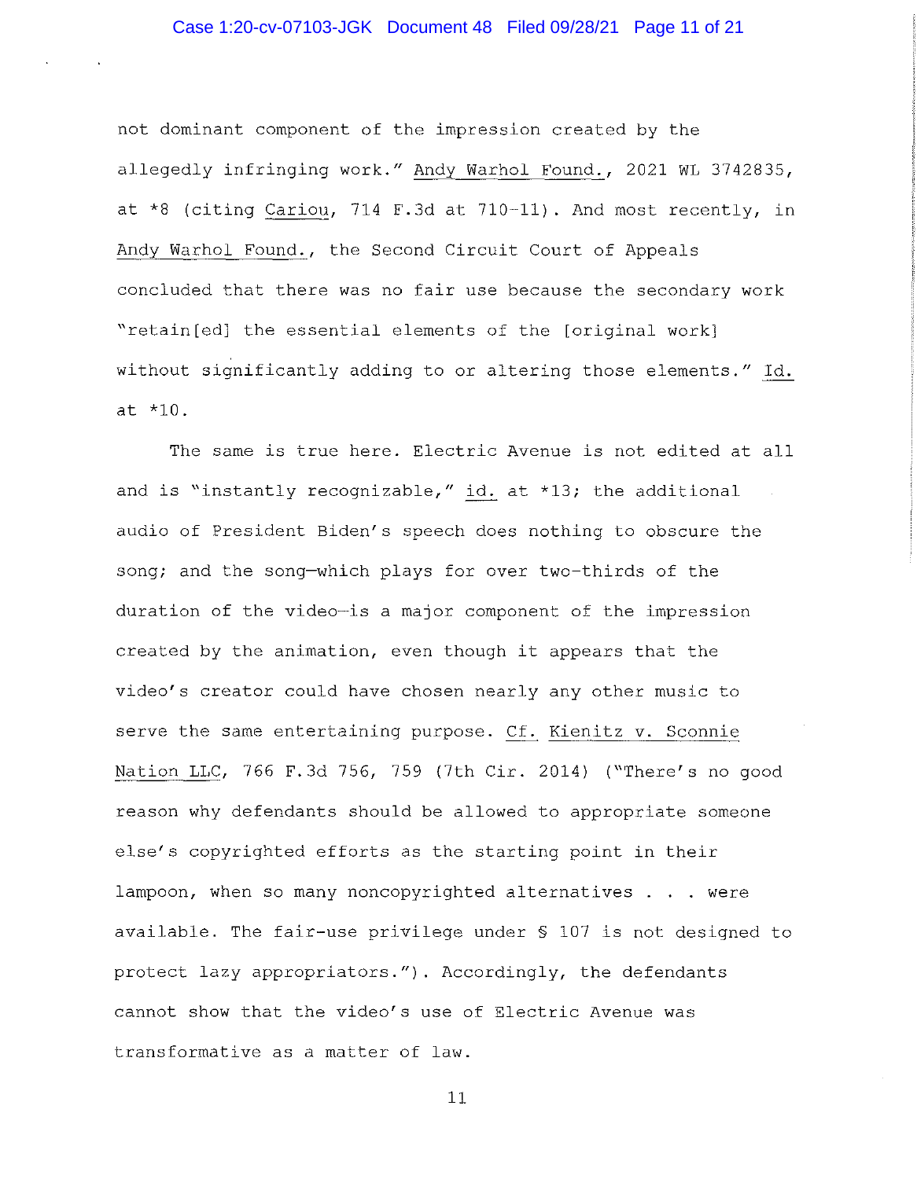not dominant component of the impression created by the allegedly infringing work." Andy Warhol Found., 2021 WL 3742835, at *8 (citing Cariou, 714 F.3d at 710-11). And most recently, in Andy Warhol Found., the Second Circuit Court of Appeals concluded that there was no fair use because the secondary work "retain[ed] the essential elements of the [original work] without significantly adding to or altering those elements." Id. at *10.

The same is true here. Electric Avenue is not edited at all and is "instantly recognizable," id. at *13; the additional audio of President Biden's speech does nothing to obscure the song; and the song—which plays for over two-thirds of the duration of the video—is a major component of the impression created by the animation, even though it appears that the video's creator could have chosen nearly any other music to serve the same entertaining purpose. Cf. Kienitz v. Sconnie Nation LLC, 766 F.3d 756, 759 (7th Cir. 2014) ("There's no good reason why defendants should be allowed to appropriate someone else's copyrighted efforts as the starting point in their lampoon, when so many noncopyrighted alternatives . . . were available. The fair-use privilege under § 107 is not designed to protect lazy appropriators."). Accordingly, the defendants cannot show that the video's use of Electric Avenue was transformative as a matter of law.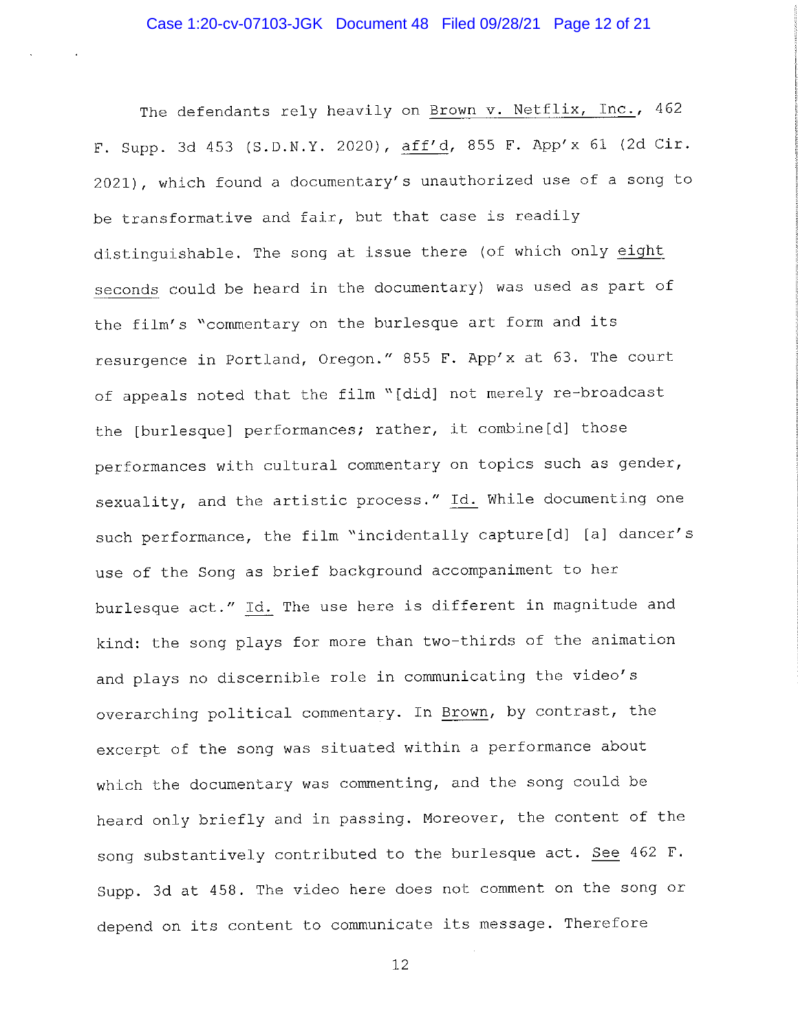The defendants rely heavily on Brown v. Netflix, Inc., 462 F. Supp. 3d 453 (S.D.N.Y. 2020), aff'd, 855 F. App'x 61 (2d Cir. 2021), which found a documentary's unauthorized use of a song to be transformative and fair, but that case is readily distinguishable. The song at issue there (of which only eight seconds could be heard in the documentary) was used as part of the film's "commentary on the burlesque art form and its resurgence in Portland, Oregon." 855 F. App'x at 63. The court of appeals noted that the film "[did] not merely re-broadcast the [burlesque] performances; rather, it combine[d] those performances with cultural commentary on topics such as gender, sexuality, and the artistic process." Id. While documenting one such performance, the film "incidentally capture[d] [a] dancer's use of the Song as brief background accompaniment to her burlesque act." Id. The use here is different in magnitude and kind: the song plays for more than two-thirds of the animation and plays no discernible role in communicating the video's overarching political commentary. In Brown, by contrast, the excerpt of the song was situated within a performance about which the documentary was commenting, and the song could be heard only briefly and in passing. Moreover, the content of the song substantively contributed to the burlesque act. See 462 F. Supp. 3d at 458. The video here does not comment on the song or depend on its content to communicate its message. Therefore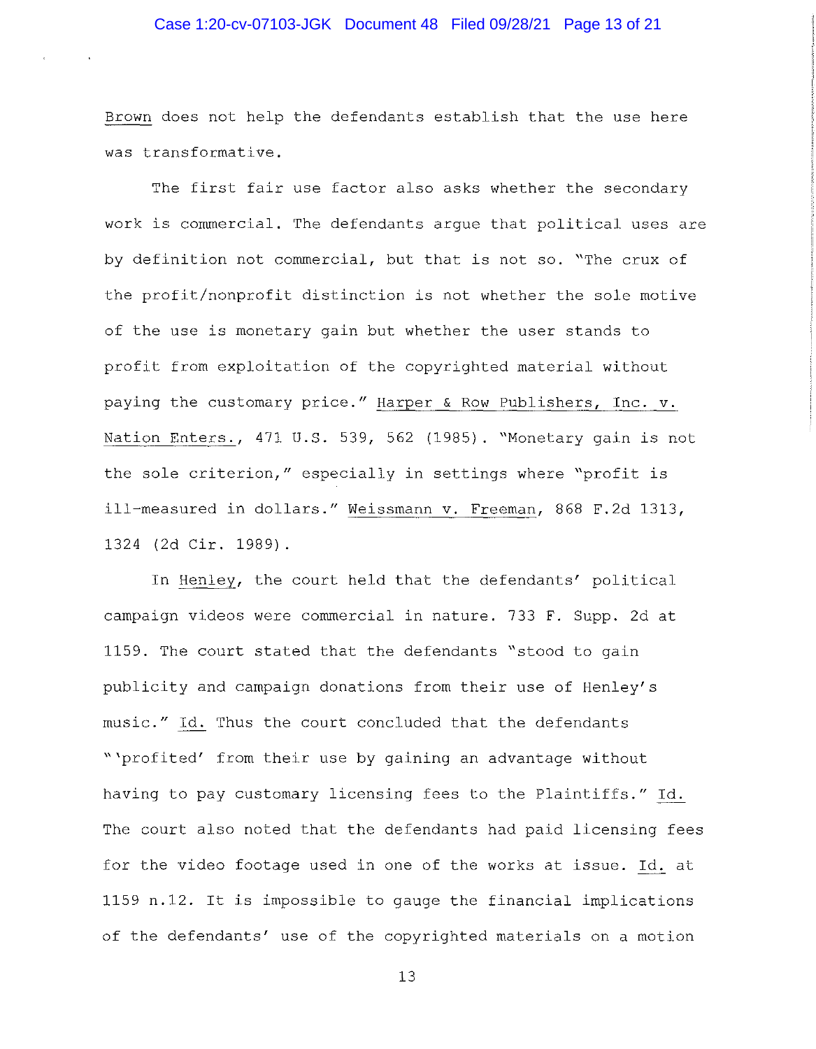Brown does not help the defendants establish that the use here was transformative.

The first fair use factor also asks whether the secondary work is commercial. The defendants argue that political uses are by definition not commercial, but that is not so. "The crux of the profit/nonprofit distinction is not whether the sole motive of the use is monetary gain but whether the user stands to profit from exploitation of the copyrighted material without paying the customary price." Harper & Row Publishers, Inc. v. Nation Enters., 471 U.S. 539, 562 (1985). "Monetary gain is not the sole criterion," especially in settings where "profit is ill-measured in dollars." Weissmann v. Freeman, 868 F.2d 1313, 1324 (2d Cir. 1989).

In Henley, the court held that the defendants' political campaign videos were commercial in nature. 733 F. Supp. 2d at 1159. The court stated that the defendants "stood to gain publicity and campaign donations from their use of Henley's music." Id. Thus the court concluded that the defendants "'profited' from their use by gaining an advantage without having to pay customary licensing fees to the Plaintiffs." Id. The court also noted that the defendants had paid licensing fees for the video footage used in one of the works at issue. Id. at 1159 n.12. It is impossible to gauge the financial implications of the defendants' use of the copyrighted materials on a motion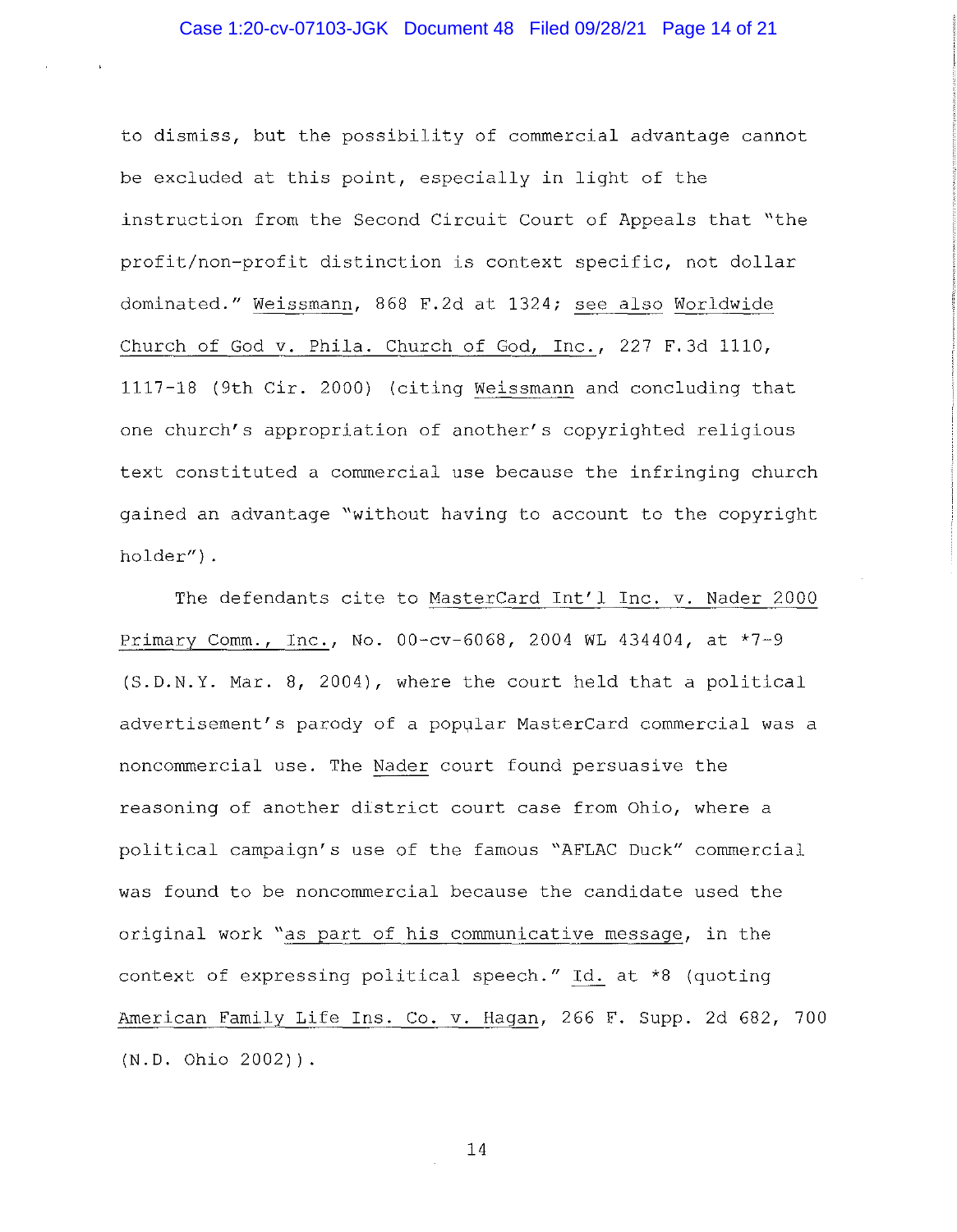to dismiss, but the possibility of commercial advantage cannot be excluded at this point, especially in light of the instruction from the Second Circuit Court of Appeals that "the profit/non-profit distinction is context specific, not dollar dominated." Weissmann, 868 F.2d at 1324; see also Worldwide Church of God v. Phila. Church of God, Inc., 227 F.3d 1110, 1117-18 (9th Cir. 2000) (citing Weissmann and concluding that one church's appropriation of another's copyrighted religious text constituted a commercial use because the infringing church gained an advantage "without having to account to the copyright holder").

The defendants cite to MasterCard Int'l Inc. v. Nader 2000 Primary Comm., Inc., No. 00-cv-6068, 2004 WL 434404, at *7-9 (S.D.N.Y. Mar. 8, 2004), where the court held that a political advertisement's parody of a popular MasterCard commercial was a noncommercial use. The Nader court found persuasive the reasoning of another district court case from Ohio, where a political campaign's use of the famous "AFLAC Duck" commercial was found to be noncommercial because the candidate used the original work "as part of his communicative message, in the context of expressing political speech." Id. at *8 (quoting American Family Life Ins. Co. v. Hagan, 266 F. Supp. 2d 682, 700 (N.D. Ohio 2002)).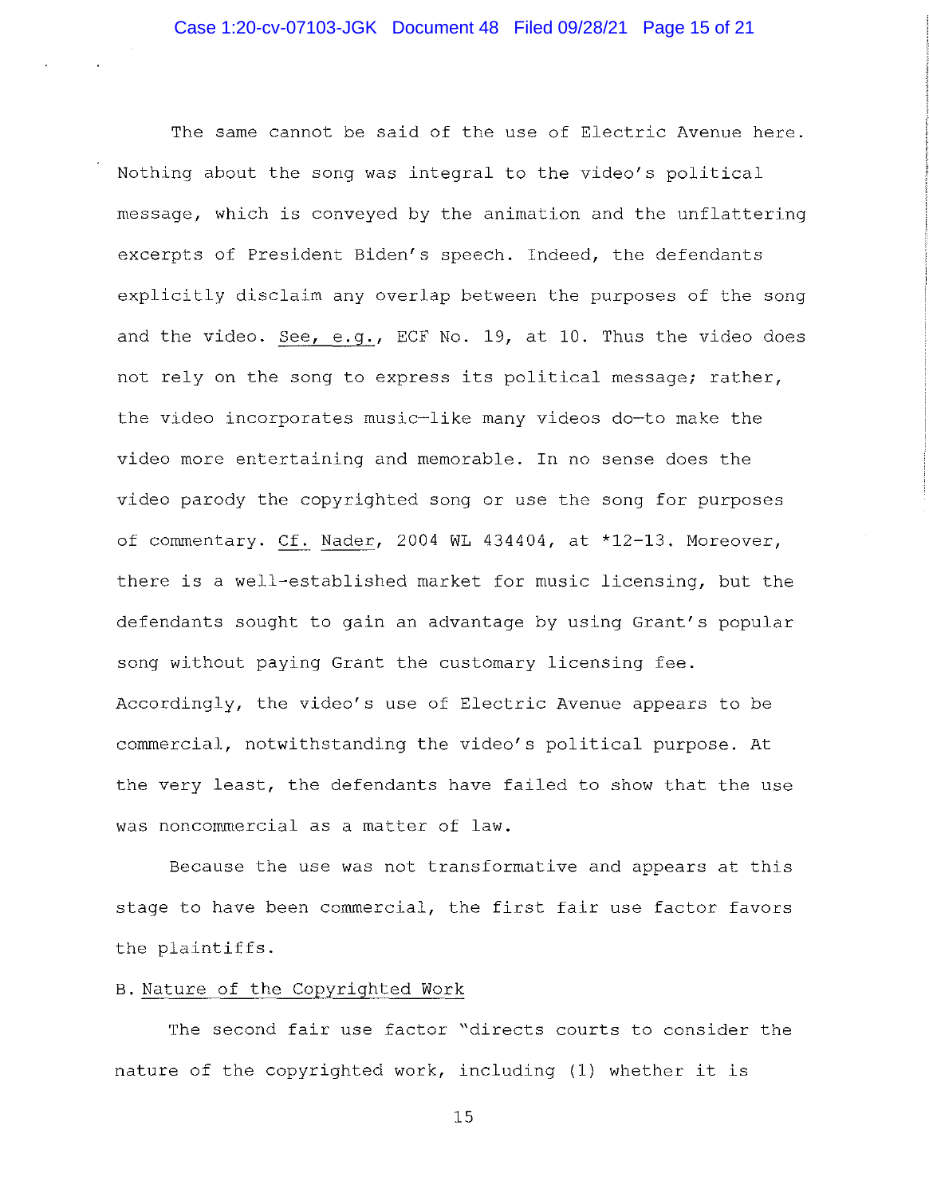The same cannot be said of the use of Electric Avenue here. Nothing about the song was integral to the video's political message, which is conveyed by the animation and the unflattering excerpts of President Biden's speech. Indeed, the defendants explicitly disclaim any overlap between the purposes of the song and the video. See, e.g., ECF No. 19, at 10. Thus the video does not rely on the song to express its political message; rather, the video incorporates music—like many videos do—to make the video more entertaining and memorable. In no sense does the video parody the copyrighted song or use the song for purposes of commentary. Cf. Nader, 2004 WL 434404, at *12-13. Moreover, there is a well-established market for music licensing, but the defendants sought to gain an advantage by using Grant's popular song without paying Grant the customary licensing fee. Accordingly, the video's use of Electric Avenue appears to be commercial, notwithstanding the video's political purpose. At the very least, the defendants have failed to show that the use was noncommercial as a matter of law.

Because the use was not transformative and appears at this stage to have been commercial, the first fair use factor favors the plaintiffs.

### B. Nature of the Copyrighted Work

The second fair use factor "directs courts to consider the nature of the copyrighted work, including (1) whether it is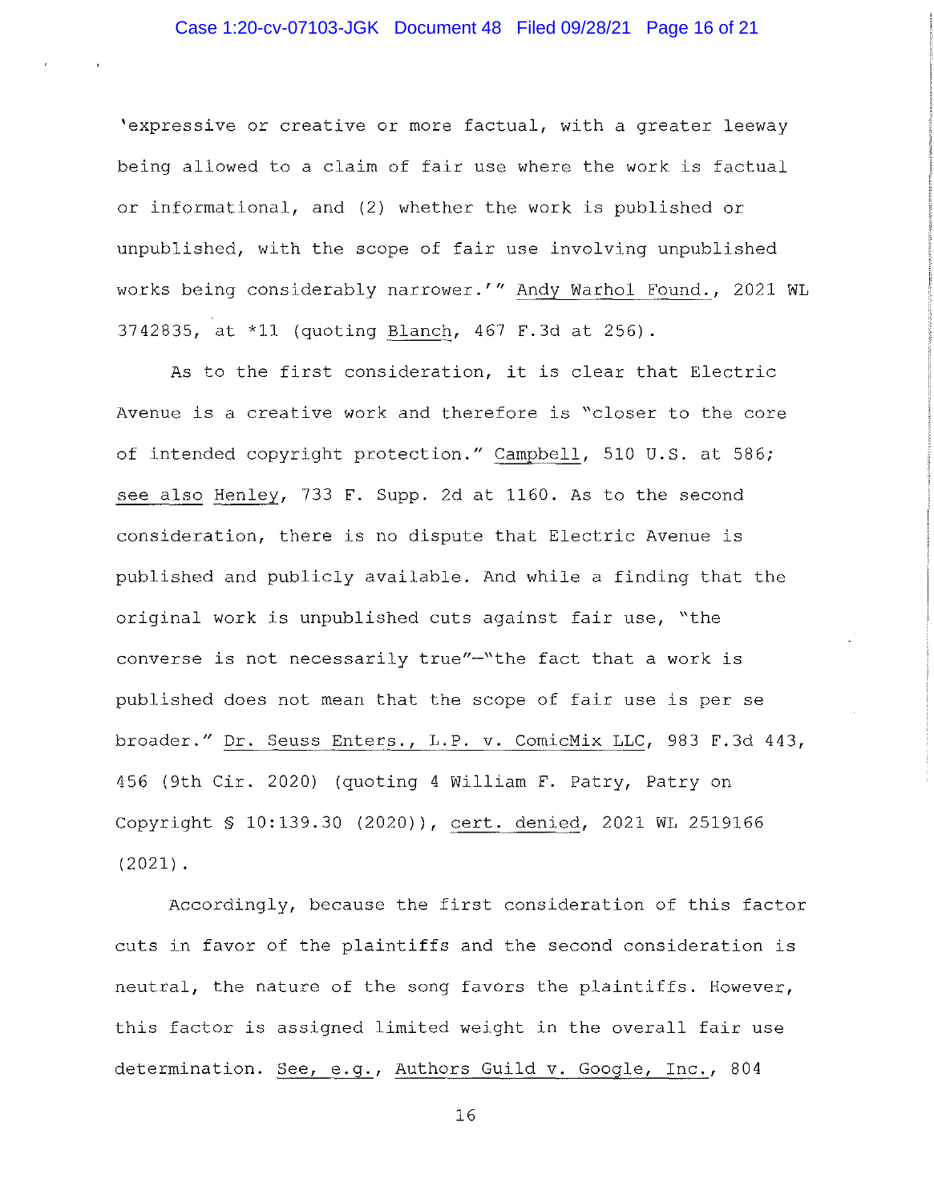'expressive or creative or more factual, with a greater leeway being allowed to a claim of fair use where the work is factual or informational, and (2) whether the work is published or unpublished, with the scope of fair use involving unpublished works being considerably narrower.'" Andy Warhol Found., 2021 WL 3742835, at *11 (quoting Blanch, 467 F.3d at 256).

As to the first consideration, it is clear that Electric Avenue is a creative work and therefore is "closer to the core of intended copyright protection." Campbell, 510 U.S. at 586; see also Henley, 733 F. Supp. 2d at 1160. As to the second consideration, there is no dispute that Electric Avenue is published and publicly available. And while a finding that the original work is unpublished cuts against fair use, "the converse is not necessarily true"—"the fact that a work is published does not mean that the scope of fair use is per se broader." Dr. Seuss Enters., L.P. v. ComicMix LLC, 983 F.3d 443, 456 (9th Cir. 2020) (quoting 4 William F. Patry, Patry on Copyright § 10:139.30 (2020)), cert. denied, 2021 WL 2519166 (2021).

Accordingly, because the first consideration of this factor cuts in favor of the plaintiffs and the second consideration is neutral, the nature of the song favors the plaintiffs. However, this factor is assigned limited weight in the overall fair use determination. See, e.g., Authors Guild v. Google, Inc., 804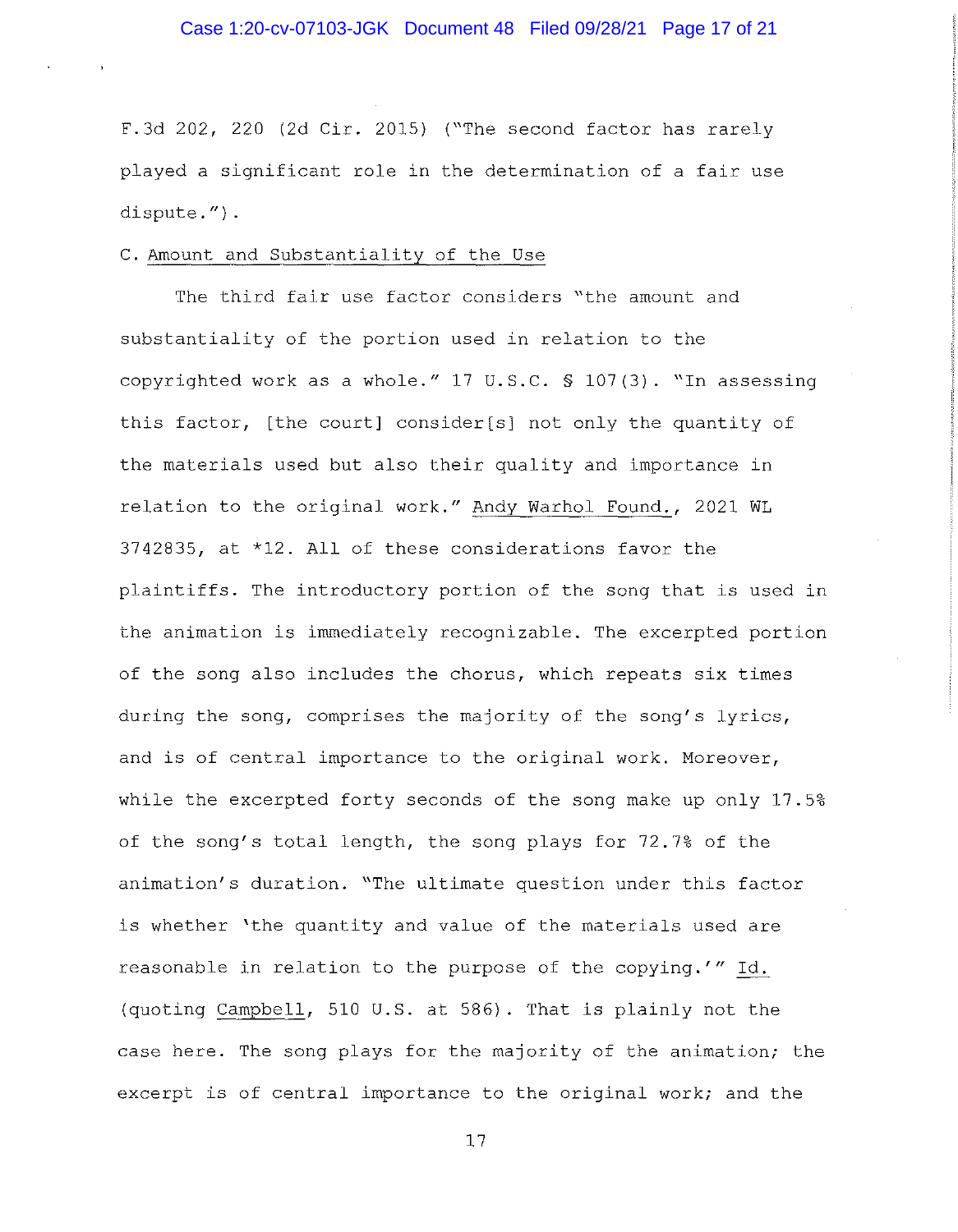F.3d 202, 220 (2d Cir. 2015) ("The second factor has rarely played a significant role in the determination of a fair use dispute.").

C. Amount and Substantiality of the Use

The third fair use factor considers "the amount and substantiality of the portion used in relation to the copyrighted work as a whole." 17 U.S.C. § 107(3). "In assessing this factor, [the court] consider[s] not only the quantity of the materials used but also their quality and importance in relation to the original work." Andy Warhol Found., 2021 WL 3742835, at *12. All of these considerations favor the plaintiffs. The introductory portion of the song that is used in the animation is immediately recognizable. The excerpted portion of the song also includes the chorus, which repeats six times during the song, comprises the majority of the song's lyrics, and is of central importance to the original work. Moreover, while the excerpted forty seconds of the song make up only 17.5% of the song's total length, the song plays for 72.7% of the animation's duration. "The ultimate question under this factor is whether 'the quantity and value of the materials used are reasonable in relation to the purpose of the copying.'" Id. (quoting Campbell, 510 U.S. at 586). That is plainly not the case here. The song plays for the majority of the animation; the excerpt is of central importance to the original work; and the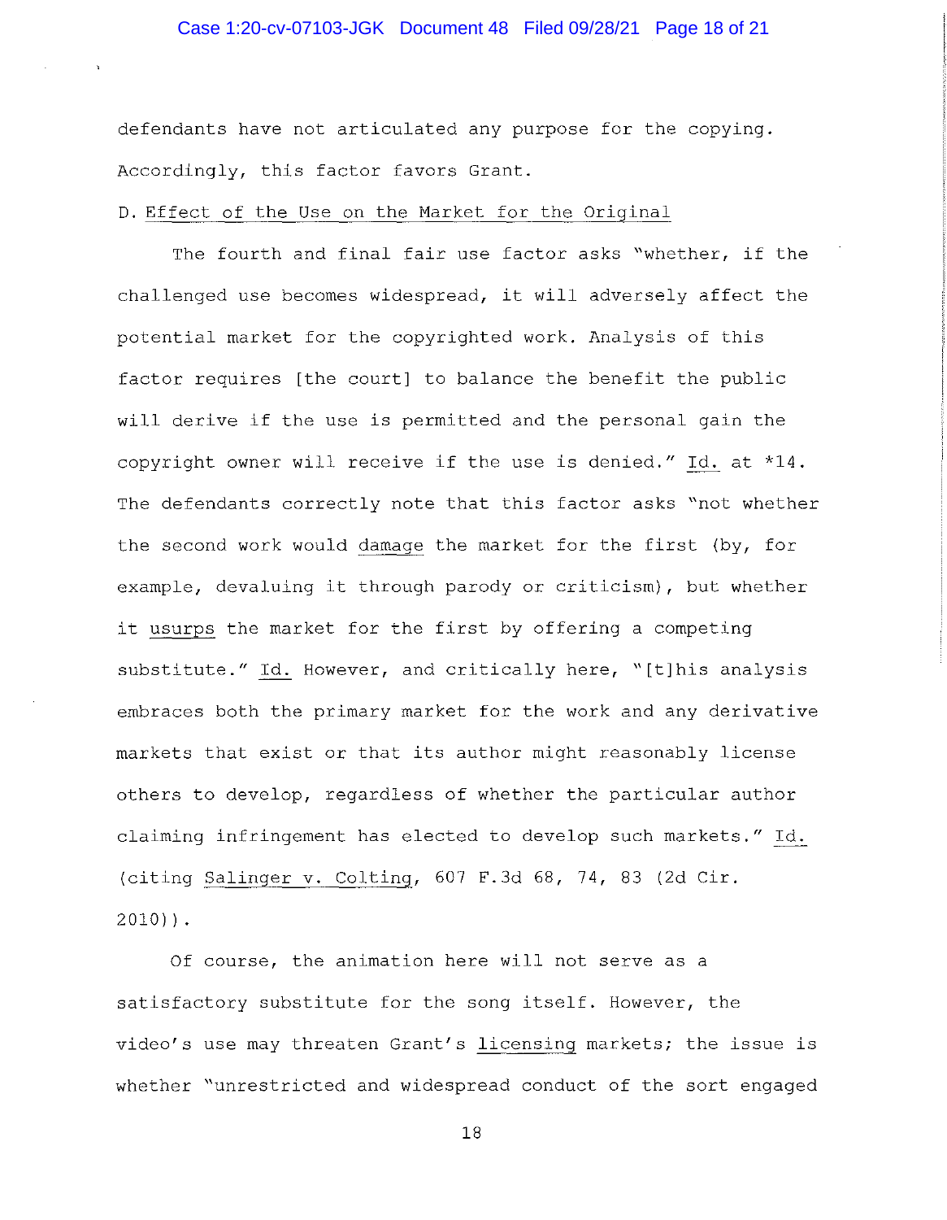defendants have not articulated any purpose for the copying. Accordingly, this factor favors Grant.

D. Effect of the Use on the Market for the Original

The fourth and final fair use factor asks "whether, if the challenged use becomes widespread, it will adversely affect the potential market for the copyrighted work. Analysis of this factor requires [the court] to balance the benefit the public will derive if the use is permitted and the personal gain the copyright owner will receive if the use is denied." Id. at *14. The defendants correctly note that this factor asks "not whether the second work would damage the market for the first (by, for example, devaluing it through parody or criticism), but whether it usurps the market for the first by offering a competing substitute." Id. However, and critically here, "[t]his analysis embraces both the primary market for the work and any derivative markets that exist or that its author might reasonably license others to develop, regardless of whether the particular author claiming infringement has elected to develop such markets." Id. (citing Salinger v. Colting, 607 F.3d 68, 74, 83 (2d Cir. 2010)).

Of course, the animation here will not serve as a satisfactory substitute for the song itself. However, the video's use may threaten Grant's licensing markets; the issue is whether "unrestricted and widespread conduct of the sort engaged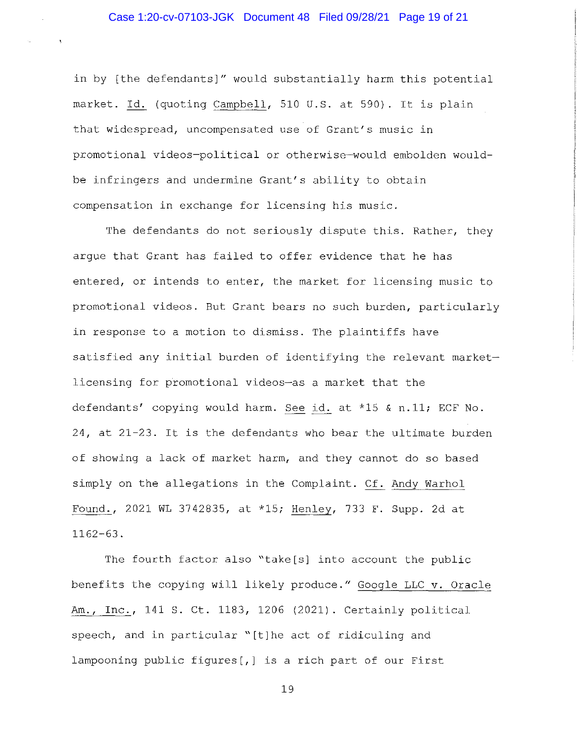in by [the defendants]" would substantially harm this potential market. Id. (quoting Campbell, 510 U.S. at 590). It is plain that widespread, uncompensated use of Grant's music in promotional videos—political or otherwise—would embolden would-be infringers and undermine Grant's ability to obtain compensation in exchange for licensing his music.

The defendants do not seriously dispute this. Rather, they argue that Grant has failed to offer evidence that he has entered, or intends to enter, the market for licensing music to promotional videos. But Grant bears no such burden, particularly in response to a motion to dismiss. The plaintiffs have satisfied any initial burden of identifying the relevant market—licensing for promotional videos—as a market that the defendants' copying would harm. See id. at *15 & n.11; ECF No. 24, at 21-23. It is the defendants who bear the ultimate burden of showing a lack of market harm, and they cannot do so based simply on the allegations in the Complaint. Cf. Andy Warhol Found., 2021 WL 3742835, at *15; Henley, 733 F. Supp. 2d at 1162-63.

The fourth factor also "take[s] into account the public benefits the copying will likely produce." Google LLC v. Oracle Am., Inc., 141 S. Ct. 1183, 1206 (2021). Certainly political speech, and in particular "[t]he act of ridiculing and lampooning public figures[,] is a rich part of our First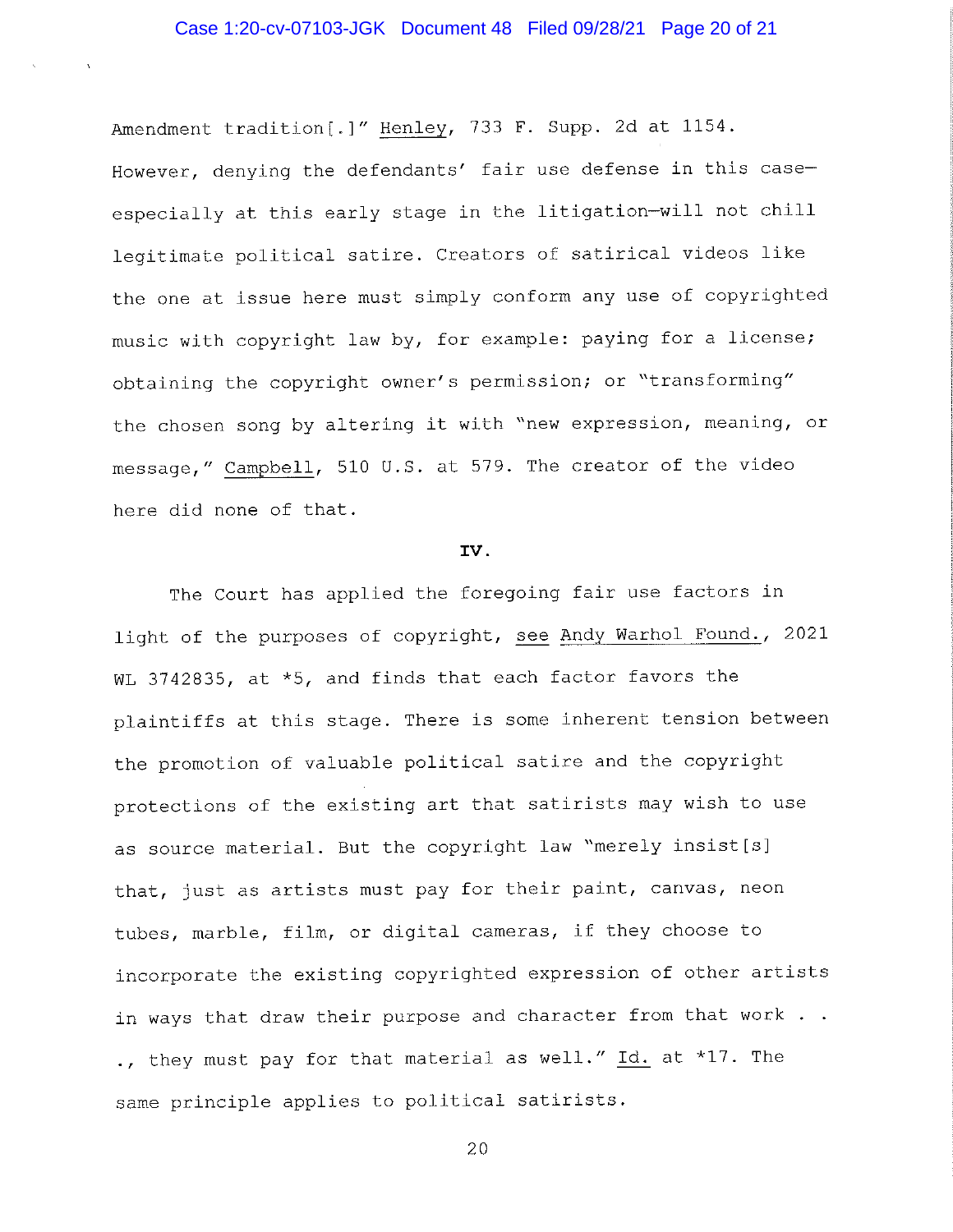Amendment tradition[.]" Henley, 733 F. Supp. 2d at 1154. However, denying the defendants' fair use defense in this case—especially at this early stage in the litigation—will not chill legitimate political satire. Creators of satirical videos like the one at issue here must simply conform any use of copyrighted music with copyright law by, for example: paying for a license; obtaining the copyright owner's permission; or "transforming" the chosen song by altering it with "new expression, meaning, or message," Campbell, 510 U.S. at 579. The creator of the video here did none of that.

**IV.**

The Court has applied the foregoing fair use factors in light of the purposes of copyright, see Andy Warhol Found., 2021 WL 3742835, at *5, and finds that each factor favors the plaintiffs at this stage. There is some inherent tension between the promotion of valuable political satire and the copyright protections of the existing art that satirists may wish to use as source material. But the copyright law "merely insist[s] that, just as artists must pay for their paint, canvas, neon tubes, marble, film, or digital cameras, if they choose to incorporate the existing copyrighted expression of other artists in ways that draw their purpose and character from that work . . ., they must pay for that material as well." Id. at *17. The same principle applies to political satirists.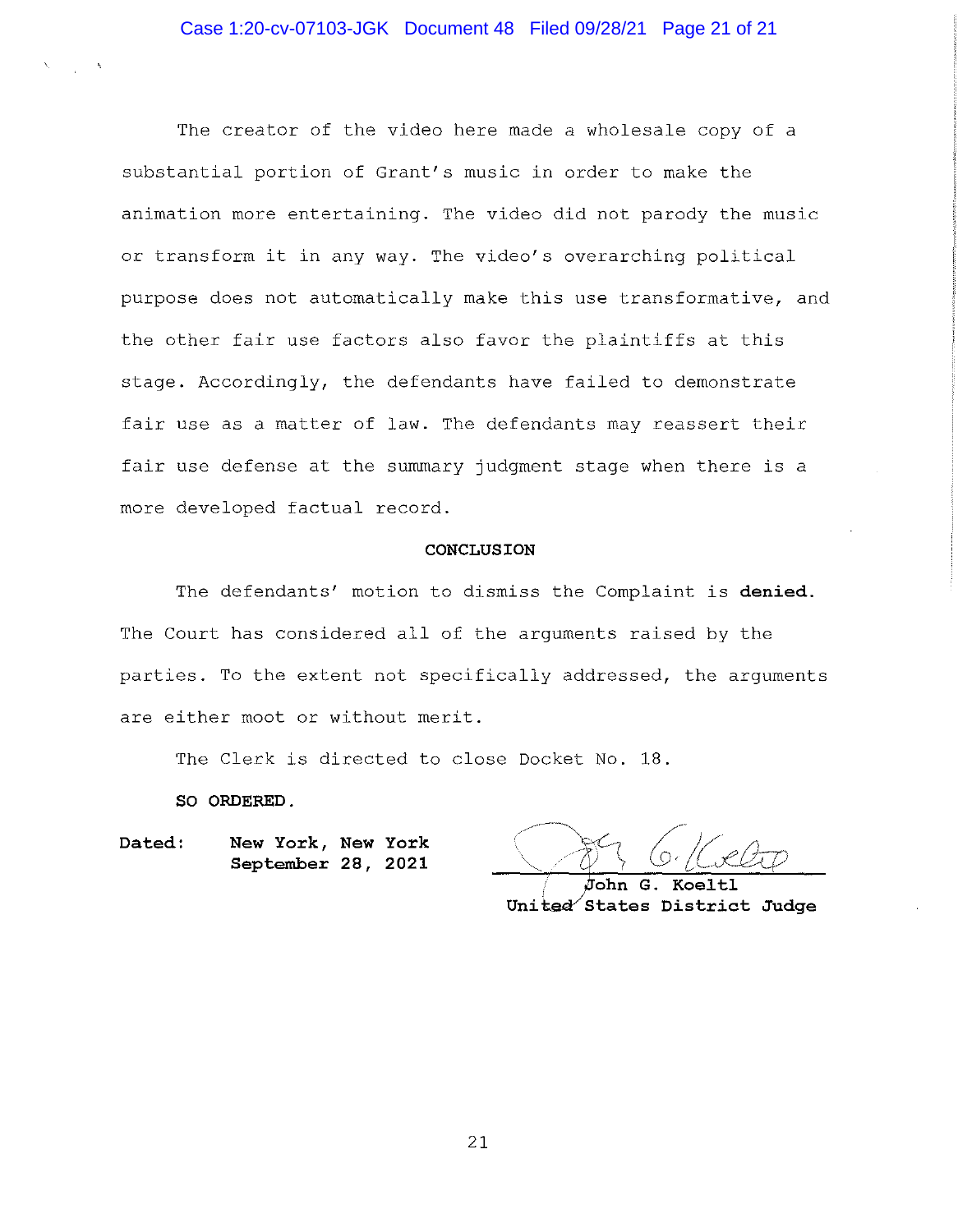The creator of the video here made a wholesale copy of a substantial portion of Grant's music in order to make the animation more entertaining. The video did not parody the music or transform it in any way. The video's overarching political purpose does not automatically make this use transformative, and the other fair use factors also favor the plaintiffs at this stage. Accordingly, the defendants have failed to demonstrate fair use as a matter of law. The defendants may reassert their fair use defense at the summary judgment stage when there is a more developed factual record.

## CONCLUSION

The defendants' motion to dismiss the Complaint is **denied.** The Court has considered all of the arguments raised by the parties. To the extent not specifically addressed, the arguments are either moot or without merit.

The Clerk is directed to close Docket No. 18.

**SO ORDERED.**

**Dated: New York, New York**
**September 28, 2021**

John G. Koeltl
United States District Judge